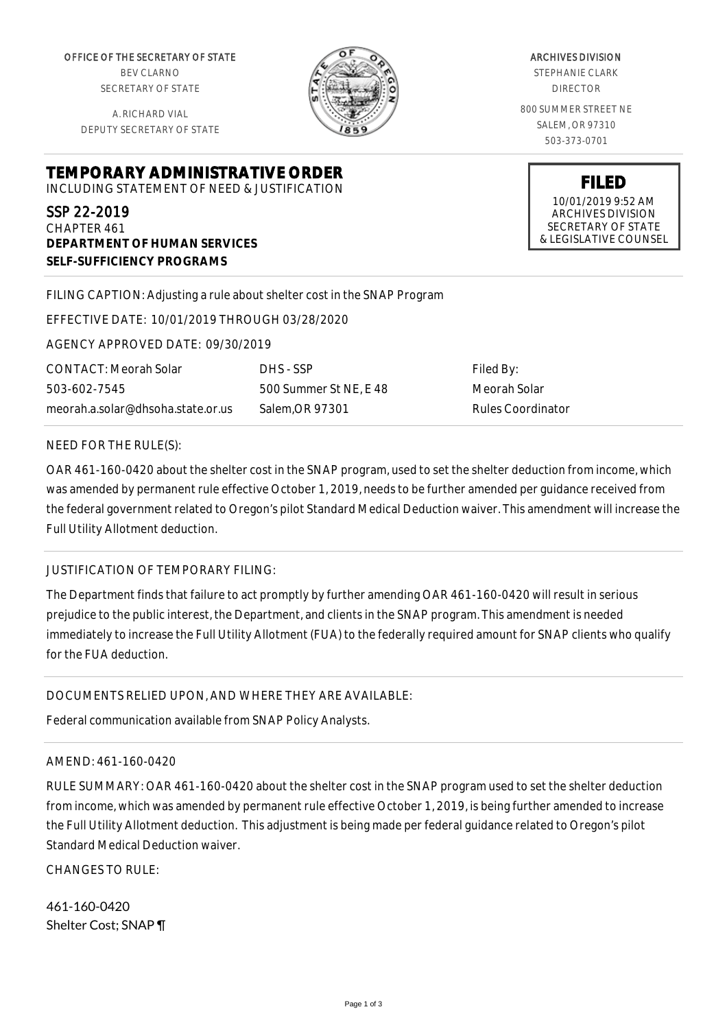OFFICE OF THE SECRETARY OF STATE
BEV CLARNO
SECRETARY OF STATE

A. RICHARD VIAL
DEPUTY SECRETARY OF STATE

ARCHIVES DIVISION
STEPHANIE CLARK
DIRECTOR

800 SUMMER STREET NE
SALEM, OR 97310
503-373-0701

**FILED**
10/01/2019 9:52 AM
ARCHIVES DIVISION
SECRETARY OF STATE
& LEGISLATIVE COUNSEL

# TEMPORARY ADMINISTRATIVE ORDER

INCLUDING STATEMENT OF NEED & JUSTIFICATION

SSP 22-2019
CHAPTER 461
**DEPARTMENT OF HUMAN SERVICES**
**SELF-SUFFICIENCY PROGRAMS**

FILING CAPTION: Adjusting a rule about shelter cost in the SNAP Program

EFFECTIVE DATE: 10/01/2019 THROUGH 03/28/2020

AGENCY APPROVED DATE: 09/30/2019

| CONTACT: Meorah Solar | DHS - SSP | Filed By: |
|---|---|---|
| 503-602-7545 | 500 Summer St NE, E 48 | Meorah Solar |
| meorah.a.solar@dhsoha.state.or.us | Salem,OR 97301 | Rules Coordinator |

NEED FOR THE RULE(S):

OAR 461-160-0420 about the shelter cost in the SNAP program, used to set the shelter deduction from income, which was amended by permanent rule effective October 1, 2019, needs to be further amended per guidance received from the federal government related to Oregon's pilot Standard Medical Deduction waiver. This amendment will increase the Full Utility Allotment deduction.

JUSTIFICATION OF TEMPORARY FILING:

The Department finds that failure to act promptly by further amending OAR 461-160-0420 will result in serious prejudice to the public interest, the Department, and clients in the SNAP program. This amendment is needed immediately to increase the Full Utility Allotment (FUA) to the federally required amount for SNAP clients who qualify for the FUA deduction.

DOCUMENTS RELIED UPON, AND WHERE THEY ARE AVAILABLE:

Federal communication available from SNAP Policy Analysts.

AMEND: 461-160-0420

RULE SUMMARY: OAR 461-160-0420 about the shelter cost in the SNAP program used to set the shelter deduction from income, which was amended by permanent rule effective October 1, 2019, is being further amended to increase the Full Utility Allotment deduction. This adjustment is being made per federal guidance related to Oregon's pilot Standard Medical Deduction waiver.

CHANGES TO RULE:

461-160-0420
Shelter Cost; SNAP ¶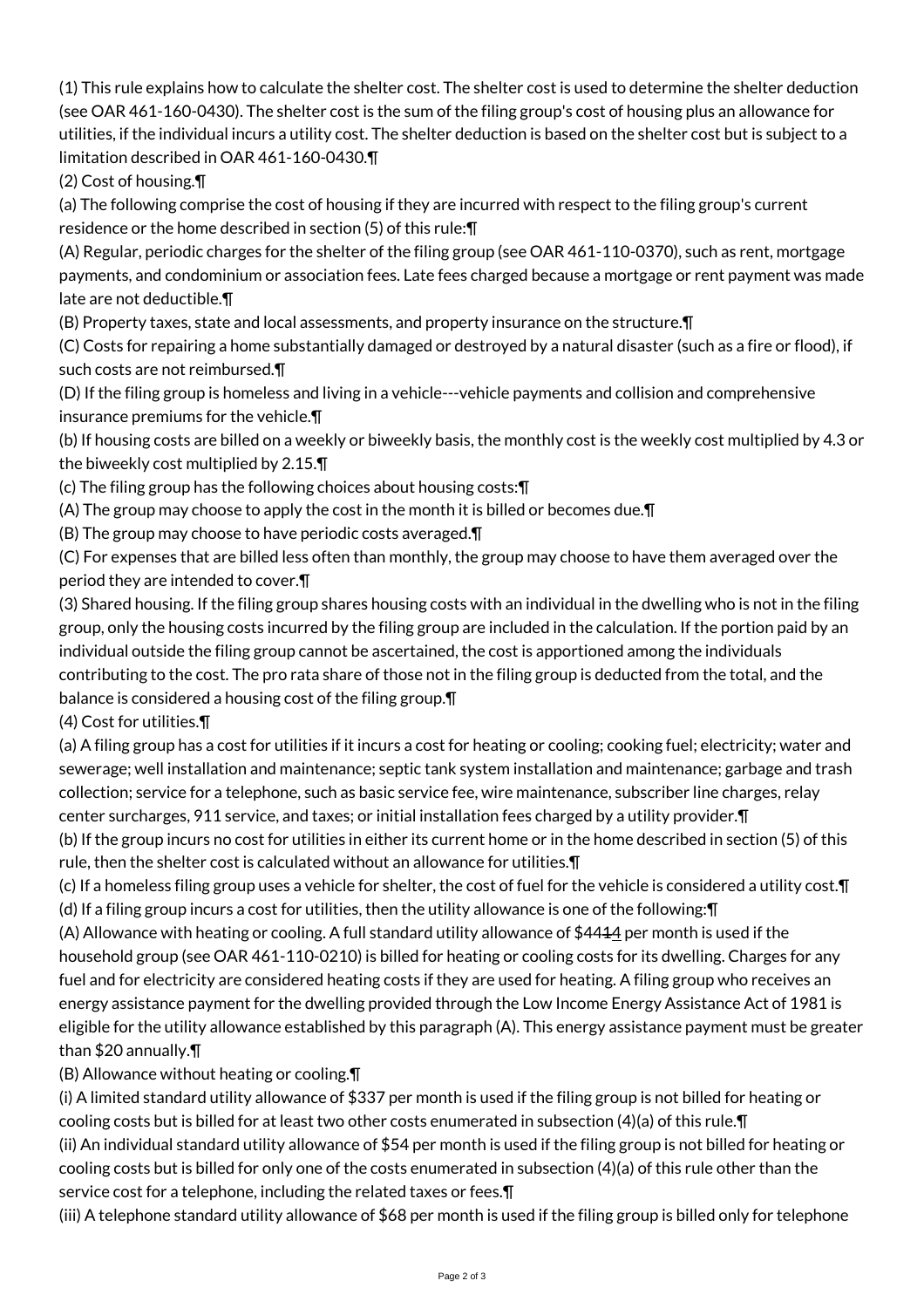(1) This rule explains how to calculate the shelter cost. The shelter cost is used to determine the shelter deduction (see OAR 461-160-0430). The shelter cost is the sum of the filing group's cost of housing plus an allowance for utilities, if the individual incurs a utility cost. The shelter deduction is based on the shelter cost but is subject to a limitation described in OAR 461-160-0430.¶

(2) Cost of housing.¶

(a) The following comprise the cost of housing if they are incurred with respect to the filing group's current residence or the home described in section (5) of this rule:¶

(A) Regular, periodic charges for the shelter of the filing group (see OAR 461-110-0370), such as rent, mortgage payments, and condominium or association fees. Late fees charged because a mortgage or rent payment was made late are not deductible.¶

(B) Property taxes, state and local assessments, and property insurance on the structure.¶

(C) Costs for repairing a home substantially damaged or destroyed by a natural disaster (such as a fire or flood), if such costs are not reimbursed.¶

(D) If the filing group is homeless and living in a vehicle---vehicle payments and collision and comprehensive insurance premiums for the vehicle.¶

(b) If housing costs are billed on a weekly or biweekly basis, the monthly cost is the weekly cost multiplied by 4.3 or the biweekly cost multiplied by 2.15.¶

(c) The filing group has the following choices about housing costs:¶

(A) The group may choose to apply the cost in the month it is billed or becomes due.¶

(B) The group may choose to have periodic costs averaged.¶

(C) For expenses that are billed less often than monthly, the group may choose to have them averaged over the period they are intended to cover.¶

(3) Shared housing. If the filing group shares housing costs with an individual in the dwelling who is not in the filing group, only the housing costs incurred by the filing group are included in the calculation. If the portion paid by an individual outside the filing group cannot be ascertained, the cost is apportioned among the individuals contributing to the cost. The pro rata share of those not in the filing group is deducted from the total, and the balance is considered a housing cost of the filing group.¶

(4) Cost for utilities.¶

(a) A filing group has a cost for utilities if it incurs a cost for heating or cooling; cooking fuel; electricity; water and sewerage; well installation and maintenance; septic tank system installation and maintenance; garbage and trash collection; service for a telephone, such as basic service fee, wire maintenance, subscriber line charges, relay center surcharges, 911 service, and taxes; or initial installation fees charged by a utility provider.¶

(b) If the group incurs no cost for utilities in either its current home or in the home described in section (5) of this rule, then the shelter cost is calculated without an allowance for utilities.¶

(c) If a homeless filing group uses a vehicle for shelter, the cost of fuel for the vehicle is considered a utility cost.¶

(d) If a filing group incurs a cost for utilities, then the utility allowance is one of the following:¶

(A) Allowance with heating or cooling. A full standard utility allowance of $4414 per month is used if the household group (see OAR 461-110-0210) is billed for heating or cooling costs for its dwelling. Charges for any fuel and for electricity are considered heating costs if they are used for heating. A filing group who receives an energy assistance payment for the dwelling provided through the Low Income Energy Assistance Act of 1981 is eligible for the utility allowance established by this paragraph (A). This energy assistance payment must be greater than $20 annually.¶

(B) Allowance without heating or cooling.¶

(i) A limited standard utility allowance of $337 per month is used if the filing group is not billed for heating or cooling costs but is billed for at least two other costs enumerated in subsection (4)(a) of this rule.¶

(ii) An individual standard utility allowance of $54 per month is used if the filing group is not billed for heating or cooling costs but is billed for only one of the costs enumerated in subsection (4)(a) of this rule other than the service cost for a telephone, including the related taxes or fees.¶

(iii) A telephone standard utility allowance of $68 per month is used if the filing group is billed only for telephone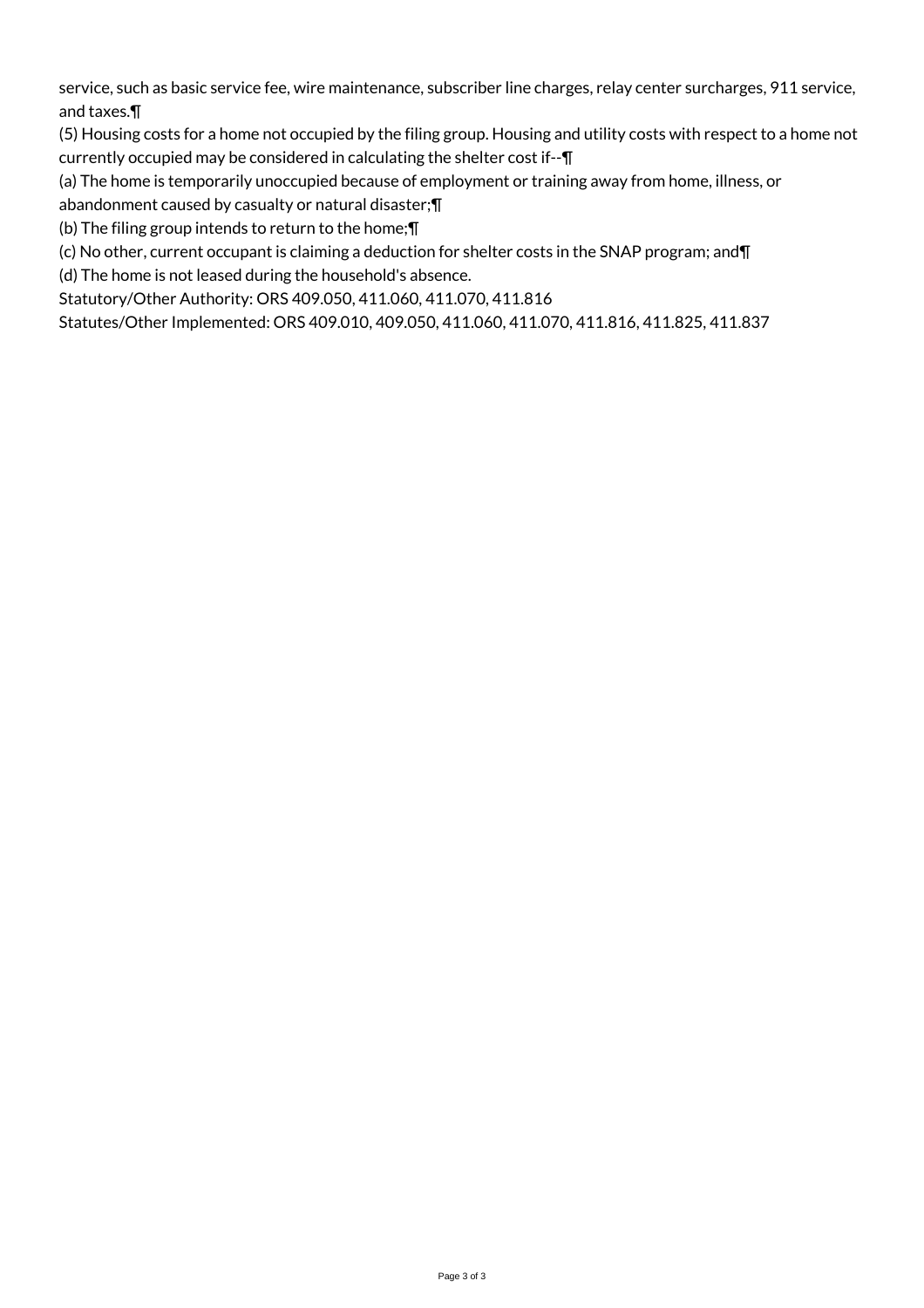service, such as basic service fee, wire maintenance, subscriber line charges, relay center surcharges, 911 service, and taxes.¶

(5) Housing costs for a home not occupied by the filing group. Housing and utility costs with respect to a home not currently occupied may be considered in calculating the shelter cost if--¶

(a) The home is temporarily unoccupied because of employment or training away from home, illness, or abandonment caused by casualty or natural disaster;¶

(b) The filing group intends to return to the home;¶

(c) No other, current occupant is claiming a deduction for shelter costs in the SNAP program; and¶

(d) The home is not leased during the household's absence.

Statutory/Other Authority: ORS 409.050, 411.060, 411.070, 411.816

Statutes/Other Implemented: ORS 409.010, 409.050, 411.060, 411.070, 411.816, 411.825, 411.837